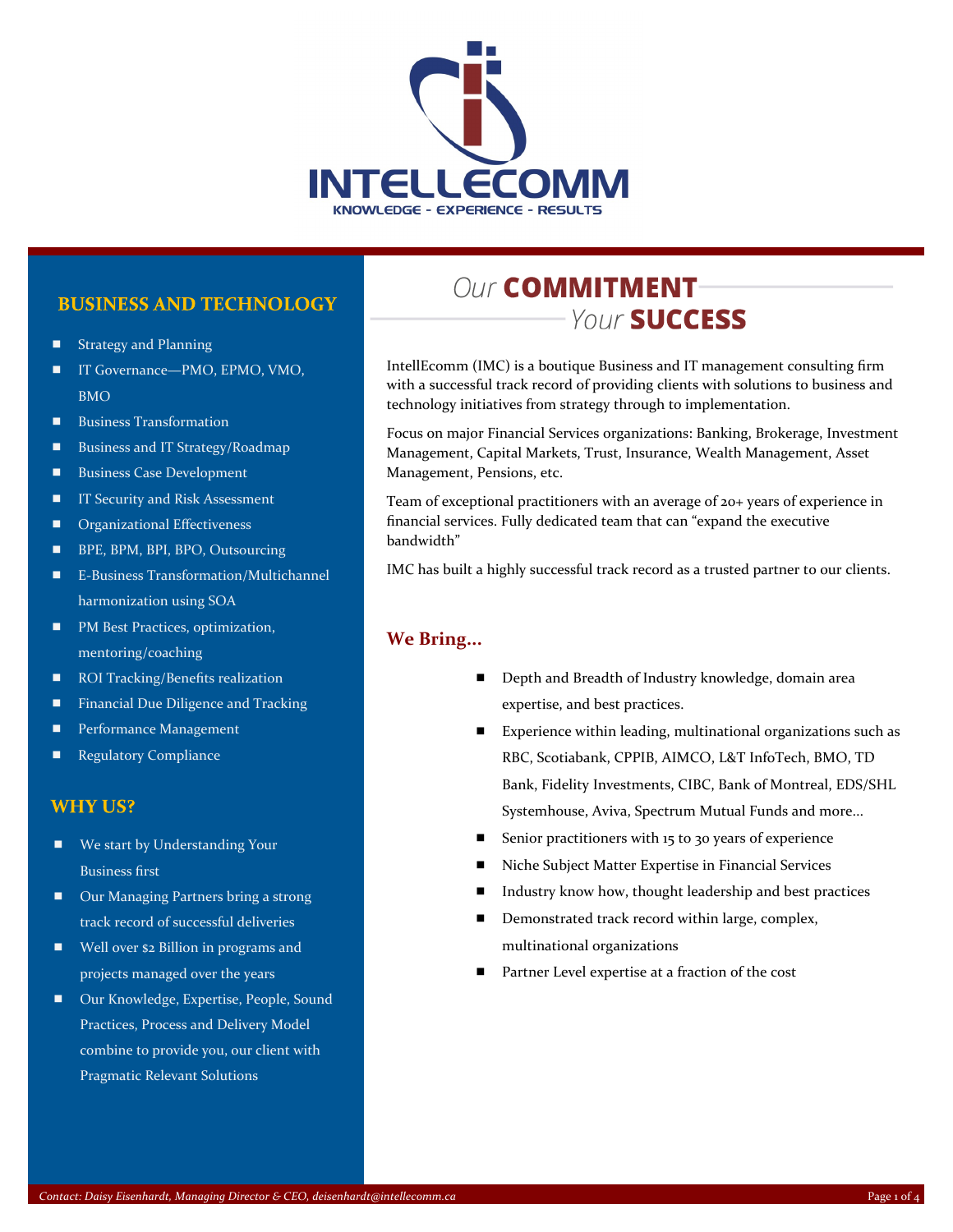# INTELLECOMM

KNOWLEDGE - EXPERIENCE - RESULTS

## BUSINESS AND TECHNOLOGY

- Strategy and Planning
- IT Governance—PMO, EPMO, VMO, BMO
- Business Transformation
- Business and IT Strategy/Roadmap
- Business Case Development
- IT Security and Risk Assessment
- Organizational Effectiveness
- BPE, BPM, BPI, BPO, Outsourcing
- E-Business Transformation/Multichannel harmonization using SOA
- PM Best Practices, optimization, mentoring/coaching
- ROI Tracking/Benefits realization
- Financial Due Diligence and Tracking
- Performance Management
- Regulatory Compliance

## WHY US?

- We start by Understanding Your Business first
- Our Managing Partners bring a strong track record of successful deliveries
- Well over $2 Billion in programs and projects managed over the years
- Our Knowledge, Expertise, People, Sound Practices, Process and Delivery Model combine to provide you, our client with Pragmatic Relevant Solutions

## Our **COMMITMENT** Your **SUCCESS**

IntellEcomm (IMC) is a boutique Business and IT management consulting firm with a successful track record of providing clients with solutions to business and technology initiatives from strategy through to implementation.

Focus on major Financial Services organizations: Banking, Brokerage, Investment Management, Capital Markets, Trust, Insurance, Wealth Management, Asset Management, Pensions, etc.

Team of exceptional practitioners with an average of 20+ years of experience in financial services. Fully dedicated team that can "expand the executive bandwidth"

IMC has built a highly successful track record as a trusted partner to our clients.

### We Bring...

- Depth and Breadth of Industry knowledge, domain area expertise, and best practices.
- Experience within leading, multinational organizations such as RBC, Scotiabank, CPPIB, AIMCO, L&T InfoTech, BMO, TD Bank, Fidelity Investments, CIBC, Bank of Montreal, EDS/SHL Systemhouse, Aviva, Spectrum Mutual Funds and more...
- Senior practitioners with 15 to 30 years of experience
- Niche Subject Matter Expertise in Financial Services
- Industry know how, thought leadership and best practices
- Demonstrated track record within large, complex, multinational organizations
- Partner Level expertise at a fraction of the cost

*Contact: Daisy Eisenhardt, Managing Director & CEO, deisenhardt@intellecomm.ca*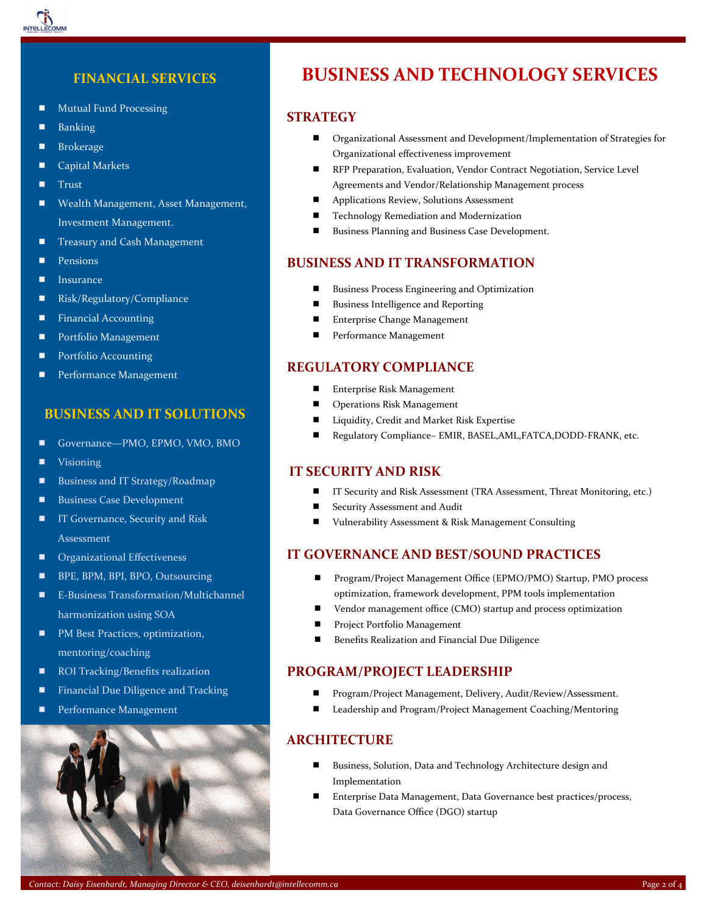## FINANCIAL SERVICES

- Mutual Fund Processing
- Banking
- Brokerage
- Capital Markets
- Trust
- Wealth Management, Asset Management, Investment Management.
- Treasury and Cash Management
- Pensions
- Insurance
- Risk/Regulatory/Compliance
- Financial Accounting
- Portfolio Management
- Portfolio Accounting
- Performance Management

## BUSINESS AND IT SOLUTIONS

- Governance—PMO, EPMO, VMO, BMO
- Visioning
- Business and IT Strategy/Roadmap
- Business Case Development
- IT Governance, Security and Risk Assessment
- Organizational Effectiveness
- BPE, BPM, BPI, BPO, Outsourcing
- E-Business Transformation/Multichannel harmonization using SOA
- PM Best Practices, optimization, mentoring/coaching
- ROI Tracking/Benefits realization
- Financial Due Diligence and Tracking
- Performance Management

# BUSINESS AND TECHNOLOGY SERVICES

## STRATEGY

- Organizational Assessment and Development/Implementation of Strategies for Organizational effectiveness improvement
- RFP Preparation, Evaluation, Vendor Contract Negotiation, Service Level Agreements and Vendor/Relationship Management process
- Applications Review, Solutions Assessment
- Technology Remediation and Modernization
- Business Planning and Business Case Development.

## BUSINESS AND IT TRANSFORMATION

- Business Process Engineering and Optimization
- Business Intelligence and Reporting
- Enterprise Change Management
- Performance Management

## REGULATORY COMPLIANCE

- Enterprise Risk Management
- Operations Risk Management
- Liquidity, Credit and Market Risk Expertise
- Regulatory Compliance– EMIR, BASEL,AML,FATCA,DODD-FRANK, etc.

## IT SECURITY AND RISK

- IT Security and Risk Assessment (TRA Assessment, Threat Monitoring, etc.)
- Security Assessment and Audit
- Vulnerability Assessment & Risk Management Consulting

## IT GOVERNANCE AND BEST/SOUND PRACTICES

- Program/Project Management Office (EPMO/PMO) Startup, PMO process optimization, framework development, PPM tools implementation
- Vendor management office (CMO) startup and process optimization
- Project Portfolio Management
- Benefits Realization and Financial Due Diligence

## PROGRAM/PROJECT LEADERSHIP

- Program/Project Management, Delivery, Audit/Review/Assessment.
- Leadership and Program/Project Management Coaching/Mentoring

## ARCHITECTURE

- Business, Solution, Data and Technology Architecture design and Implementation
- Enterprise Data Management, Data Governance best practices/process, Data Governance Office (DGO) startup

*Contact: Daisy Eisenhardt, Managing Director & CEO, deisenhardt@intellecomm.ca*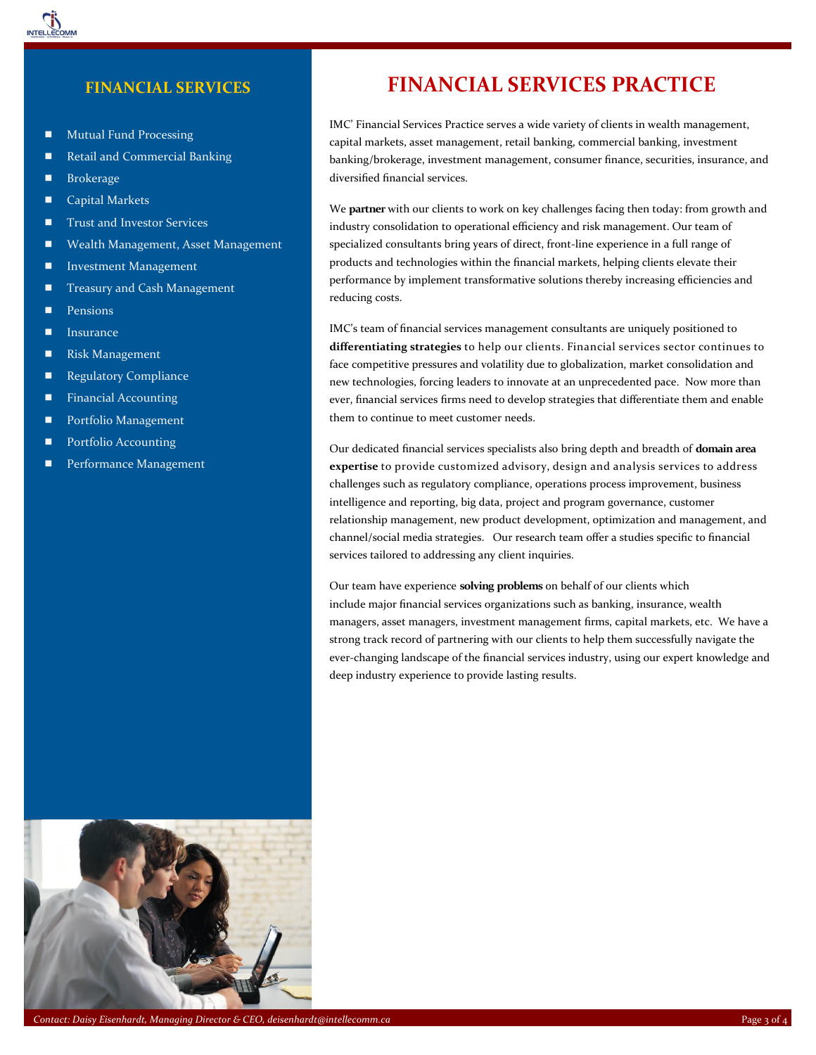## FINANCIAL SERVICES

- Mutual Fund Processing
- Retail and Commercial Banking
- Brokerage
- Capital Markets
- Trust and Investor Services
- Wealth Management, Asset Management
- Investment Management
- Treasury and Cash Management
- Pensions
- Insurance
- Risk Management
- Regulatory Compliance
- Financial Accounting
- Portfolio Management
- Portfolio Accounting
- Performance Management

# FINANCIAL SERVICES PRACTICE

IMC' Financial Services Practice serves a wide variety of clients in wealth management, capital markets, asset management, retail banking, commercial banking, investment banking/brokerage, investment management, consumer finance, securities, insurance, and diversified financial services.

We **partner** with our clients to work on key challenges facing then today: from growth and industry consolidation to operational efficiency and risk management. Our team of specialized consultants bring years of direct, front-line experience in a full range of products and technologies within the financial markets, helping clients elevate their performance by implement transformative solutions thereby increasing efficiencies and reducing costs.

IMC's team of financial services management consultants are uniquely positioned to **differentiating strategies** to help our clients. Financial services sector continues to face competitive pressures and volatility due to globalization, market consolidation and new technologies, forcing leaders to innovate at an unprecedented pace. Now more than ever, financial services firms need to develop strategies that differentiate them and enable them to continue to meet customer needs.

Our dedicated financial services specialists also bring depth and breadth of **domain area expertise** to provide customized advisory, design and analysis services to address challenges such as regulatory compliance, operations process improvement, business intelligence and reporting, big data, project and program governance, customer relationship management, new product development, optimization and management, and channel/social media strategies. Our research team offer a studies specific to financial services tailored to addressing any client inquiries.

Our team have experience **solving problems** on behalf of our clients which include major financial services organizations such as banking, insurance, wealth managers, asset managers, investment management firms, capital markets, etc. We have a strong track record of partnering with our clients to help them successfully navigate the ever-changing landscape of the financial services industry, using our expert knowledge and deep industry experience to provide lasting results.

*Contact: Daisy Eisenhardt, Managing Director & CEO, deisenhardt@intellecomm.ca*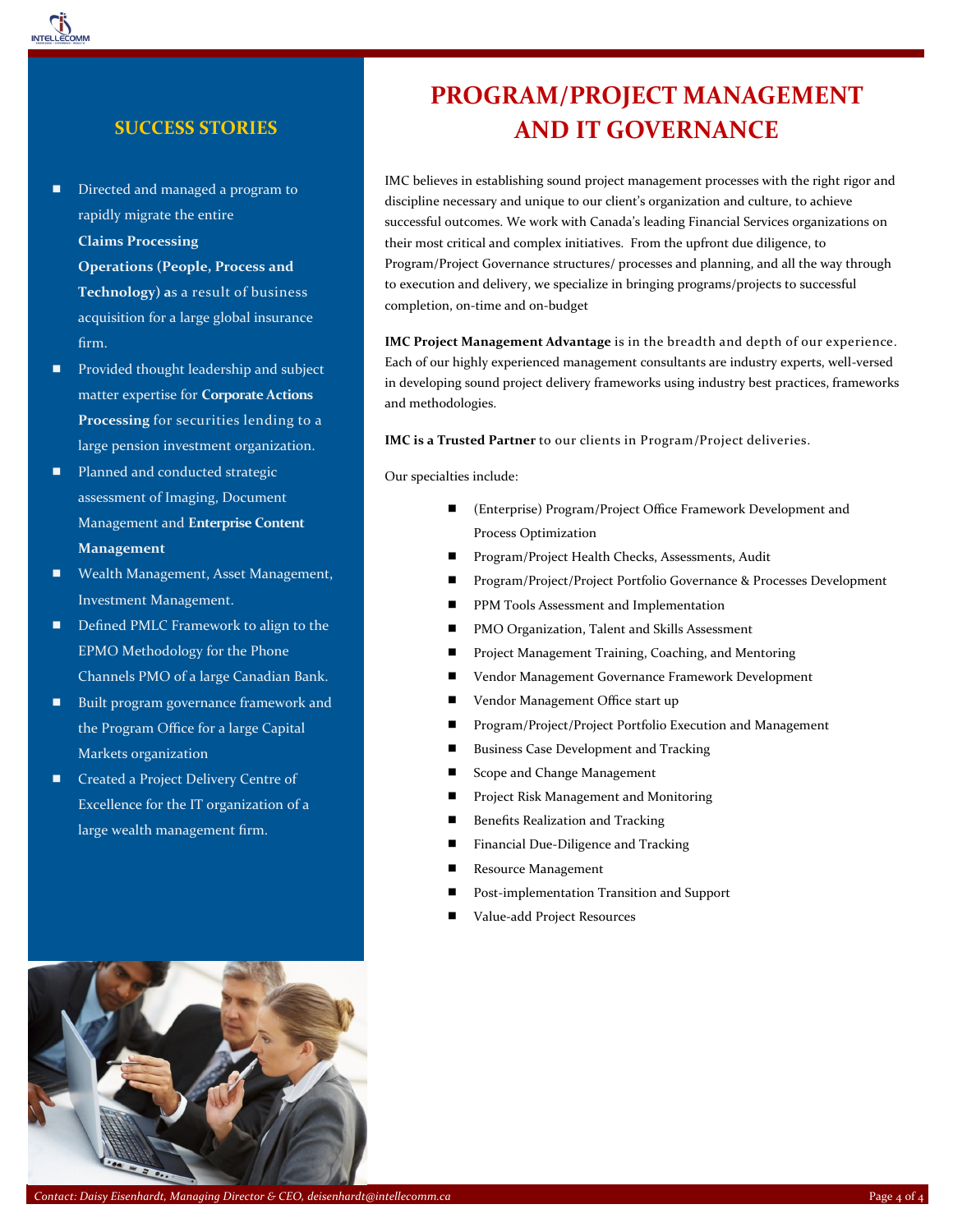## SUCCESS STORIES

- Directed and managed a program to rapidly migrate the entire **Claims Processing Operations (People, Process and Technology) a**s a result of business acquisition for a large global insurance firm.
- Provided thought leadership and subject matter expertise for **Corporate Actions Processing** for securities lending to a large pension investment organization.
- Planned and conducted strategic assessment of Imaging, Document Management and **Enterprise Content Management**
- Wealth Management, Asset Management, Investment Management.
- Defined PMLC Framework to align to the EPMO Methodology for the Phone Channels PMO of a large Canadian Bank.
- Built program governance framework and the Program Office for a large Capital Markets organization
- Created a Project Delivery Centre of Excellence for the IT organization of a large wealth management firm.

# PROGRAM/PROJECT MANAGEMENT AND IT GOVERNANCE

IMC believes in establishing sound project management processes with the right rigor and discipline necessary and unique to our client's organization and culture, to achieve successful outcomes. We work with Canada's leading Financial Services organizations on their most critical and complex initiatives. From the upfront due diligence, to Program/Project Governance structures/ processes and planning, and all the way through to execution and delivery, we specialize in bringing programs/projects to successful completion, on-time and on-budget

**IMC Project Management Advantage** is in the breadth and depth of our experience. Each of our highly experienced management consultants are industry experts, well-versed in developing sound project delivery frameworks using industry best practices, frameworks and methodologies.

**IMC is a Trusted Partner** to our clients in Program/Project deliveries.

Our specialties include:

- (Enterprise) Program/Project Office Framework Development and Process Optimization
- Program/Project Health Checks, Assessments, Audit
- Program/Project/Project Portfolio Governance & Processes Development
- PPM Tools Assessment and Implementation
- PMO Organization, Talent and Skills Assessment
- Project Management Training, Coaching, and Mentoring
- Vendor Management Governance Framework Development
- Vendor Management Office start up
- Program/Project/Project Portfolio Execution and Management
- Business Case Development and Tracking
- Scope and Change Management
- Project Risk Management and Monitoring
- Benefits Realization and Tracking
- Financial Due-Diligence and Tracking
- Resource Management
- Post-implementation Transition and Support
- Value-add Project Resources

*Contact: Daisy Eisenhardt, Managing Director & CEO, deisenhardt@intellecomm.ca*